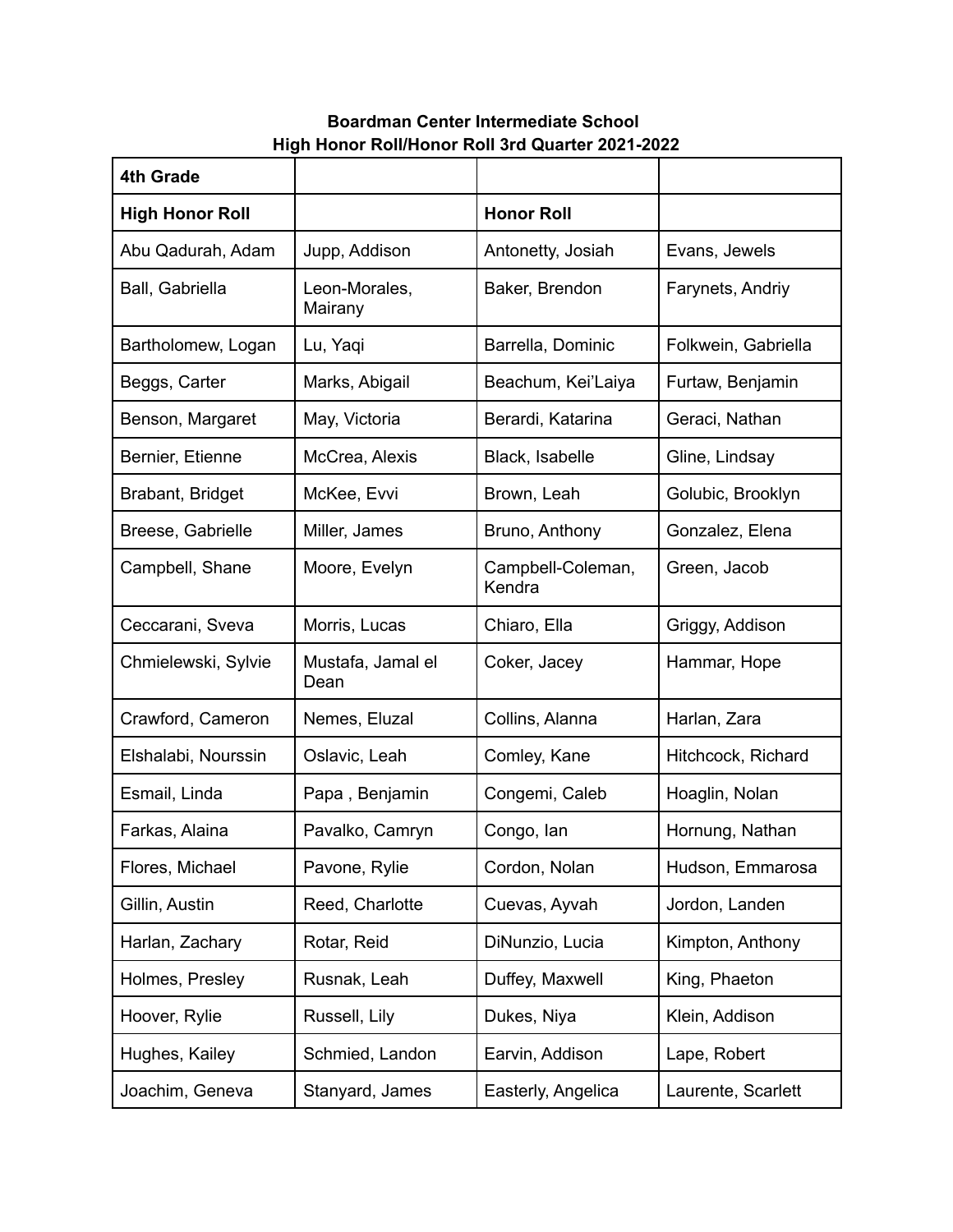**Boardman Center Intermediate School**
**High Honor Roll/Honor Roll 3rd Quarter 2021-2022**

| **4th Grade** | | | |
|---|---|---|---|
| **High Honor Roll** | | **Honor Roll** | |
| Abu Qadurah, Adam | Jupp, Addison | Antonetty, Josiah | Evans, Jewels |
| Ball, Gabriella | Leon-Morales, Mairany | Baker, Brendon | Farynets, Andriy |
| Bartholomew, Logan | Lu, Yaqi | Barrella, Dominic | Folkwein, Gabriella |
| Beggs, Carter | Marks, Abigail | Beachum, Kei'Laiya | Furtaw, Benjamin |
| Benson, Margaret | May, Victoria | Berardi, Katarina | Geraci, Nathan |
| Bernier, Etienne | McCrea, Alexis | Black, Isabelle | Gline, Lindsay |
| Brabant, Bridget | McKee, Evvi | Brown, Leah | Golubic, Brooklyn |
| Breese, Gabrielle | Miller, James | Bruno, Anthony | Gonzalez, Elena |
| Campbell, Shane | Moore, Evelyn | Campbell-Coleman, Kendra | Green, Jacob |
| Ceccarani, Sveva | Morris, Lucas | Chiaro, Ella | Griggy, Addison |
| Chmielewski, Sylvie | Mustafa, Jamal el Dean | Coker, Jacey | Hammar, Hope |
| Crawford, Cameron | Nemes, Eluzal | Collins, Alanna | Harlan, Zara |
| Elshalabi, Nourssin | Oslavic, Leah | Comley, Kane | Hitchcock, Richard |
| Esmail, Linda | Papa , Benjamin | Congemi, Caleb | Hoaglin, Nolan |
| Farkas, Alaina | Pavalko, Camryn | Congo, Ian | Hornung, Nathan |
| Flores, Michael | Pavone, Rylie | Cordon, Nolan | Hudson, Emmarosa |
| Gillin, Austin | Reed, Charlotte | Cuevas, Ayvah | Jordon, Landen |
| Harlan, Zachary | Rotar, Reid | DiNunzio, Lucia | Kimpton, Anthony |
| Holmes, Presley | Rusnak, Leah | Duffey, Maxwell | King, Phaeton |
| Hoover, Rylie | Russell, Lily | Dukes, Niya | Klein, Addison |
| Hughes, Kailey | Schmied, Landon | Earvin, Addison | Lape, Robert |
| Joachim, Geneva | Stanyard, James | Easterly, Angelica | Laurente, Scarlett |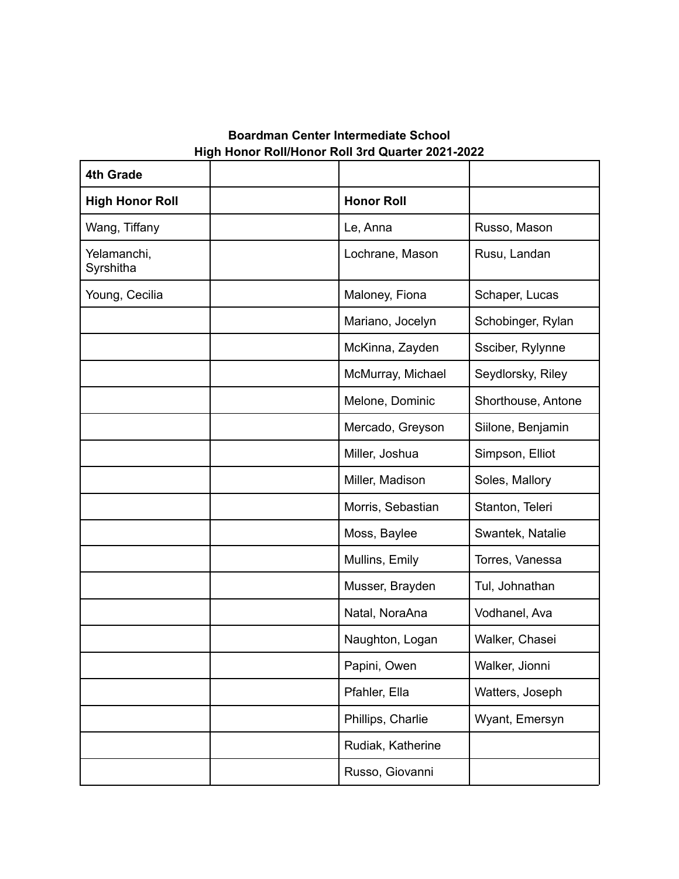**Boardman Center Intermediate School**
**High Honor Roll/Honor Roll 3rd Quarter 2021-2022**

| | | | |
|---|---|---|---|
| **4th Grade** | | | |
| **High Honor Roll** | | **Honor Roll** | |
| Wang, Tiffany | | Le, Anna | Russo, Mason |
| Yelamanchi, Syrshitha | | Lochrane, Mason | Rusu, Landan |
| Young, Cecilia | | Maloney, Fiona | Schaper, Lucas |
| | | Mariano, Jocelyn | Schobinger, Rylan |
| | | McKinna, Zayden | Ssciber, Rylynne |
| | | McMurray, Michael | Seydlorsky, Riley |
| | | Melone, Dominic | Shorthouse, Antone |
| | | Mercado, Greyson | Siilone, Benjamin |
| | | Miller, Joshua | Simpson, Elliot |
| | | Miller, Madison | Soles, Mallory |
| | | Morris, Sebastian | Stanton, Teleri |
| | | Moss, Baylee | Swantek, Natalie |
| | | Mullins, Emily | Torres, Vanessa |
| | | Musser, Brayden | Tul, Johnathan |
| | | Natal, NoraAna | Vodhanel, Ava |
| | | Naughton, Logan | Walker, Chasei |
| | | Papini, Owen | Walker, Jionni |
| | | Pfahler, Ella | Watters, Joseph |
| | | Phillips, Charlie | Wyant, Emersyn |
| | | Rudiak, Katherine | |
| | | Russo, Giovanni | |